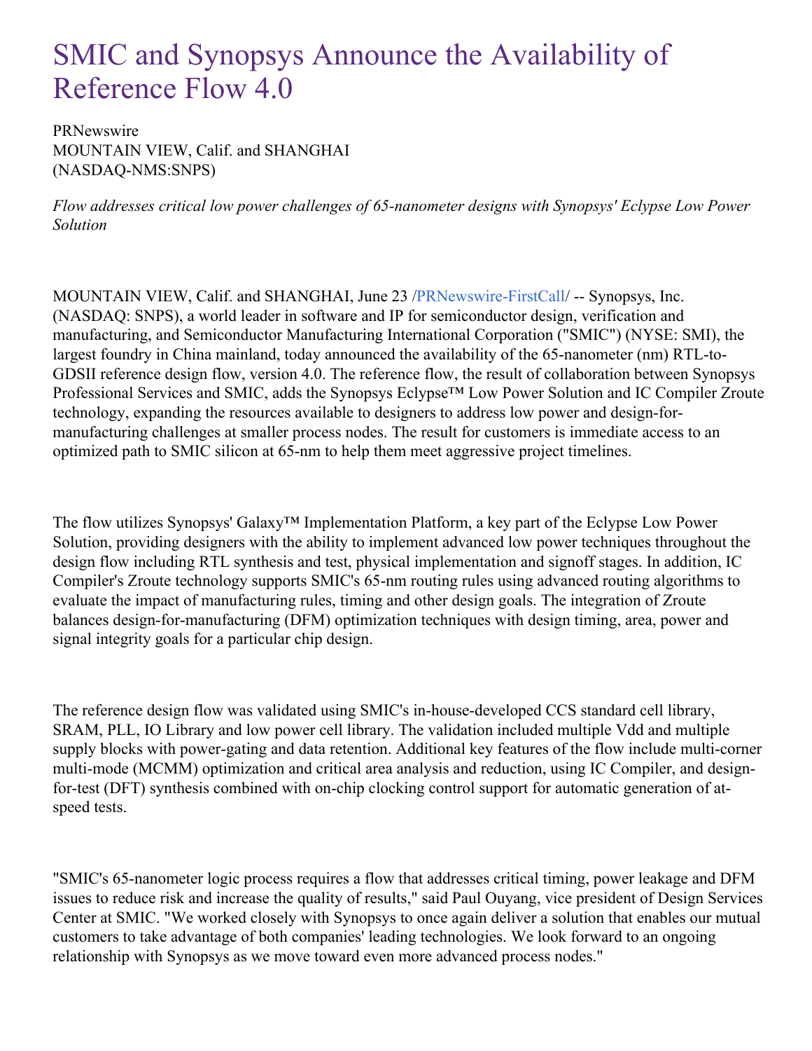# SMIC and Synopsys Announce the Availability of Reference Flow 4.0

PRNewswire
MOUNTAIN VIEW, Calif. and SHANGHAI
(NASDAQ-NMS:SNPS)

*Flow addresses critical low power challenges of 65-nanometer designs with Synopsys' Eclypse Low Power Solution*

MOUNTAIN VIEW, Calif. and SHANGHAI, June 23 /PRNewswire-FirstCall/ -- Synopsys, Inc. (NASDAQ: SNPS), a world leader in software and IP for semiconductor design, verification and manufacturing, and Semiconductor Manufacturing International Corporation ("SMIC") (NYSE: SMI), the largest foundry in China mainland, today announced the availability of the 65-nanometer (nm) RTL-to-GDSII reference design flow, version 4.0. The reference flow, the result of collaboration between Synopsys Professional Services and SMIC, adds the Synopsys Eclypse™ Low Power Solution and IC Compiler Zroute technology, expanding the resources available to designers to address low power and design-for-manufacturing challenges at smaller process nodes. The result for customers is immediate access to an optimized path to SMIC silicon at 65-nm to help them meet aggressive project timelines.

The flow utilizes Synopsys' Galaxy™ Implementation Platform, a key part of the Eclypse Low Power Solution, providing designers with the ability to implement advanced low power techniques throughout the design flow including RTL synthesis and test, physical implementation and signoff stages. In addition, IC Compiler's Zroute technology supports SMIC's 65-nm routing rules using advanced routing algorithms to evaluate the impact of manufacturing rules, timing and other design goals. The integration of Zroute balances design-for-manufacturing (DFM) optimization techniques with design timing, area, power and signal integrity goals for a particular chip design.

The reference design flow was validated using SMIC's in-house-developed CCS standard cell library, SRAM, PLL, IO Library and low power cell library. The validation included multiple Vdd and multiple supply blocks with power-gating and data retention. Additional key features of the flow include multi-corner multi-mode (MCMM) optimization and critical area analysis and reduction, using IC Compiler, and design-for-test (DFT) synthesis combined with on-chip clocking control support for automatic generation of at-speed tests.

"SMIC's 65-nanometer logic process requires a flow that addresses critical timing, power leakage and DFM issues to reduce risk and increase the quality of results," said Paul Ouyang, vice president of Design Services Center at SMIC. "We worked closely with Synopsys to once again deliver a solution that enables our mutual customers to take advantage of both companies' leading technologies. We look forward to an ongoing relationship with Synopsys as we move toward even more advanced process nodes."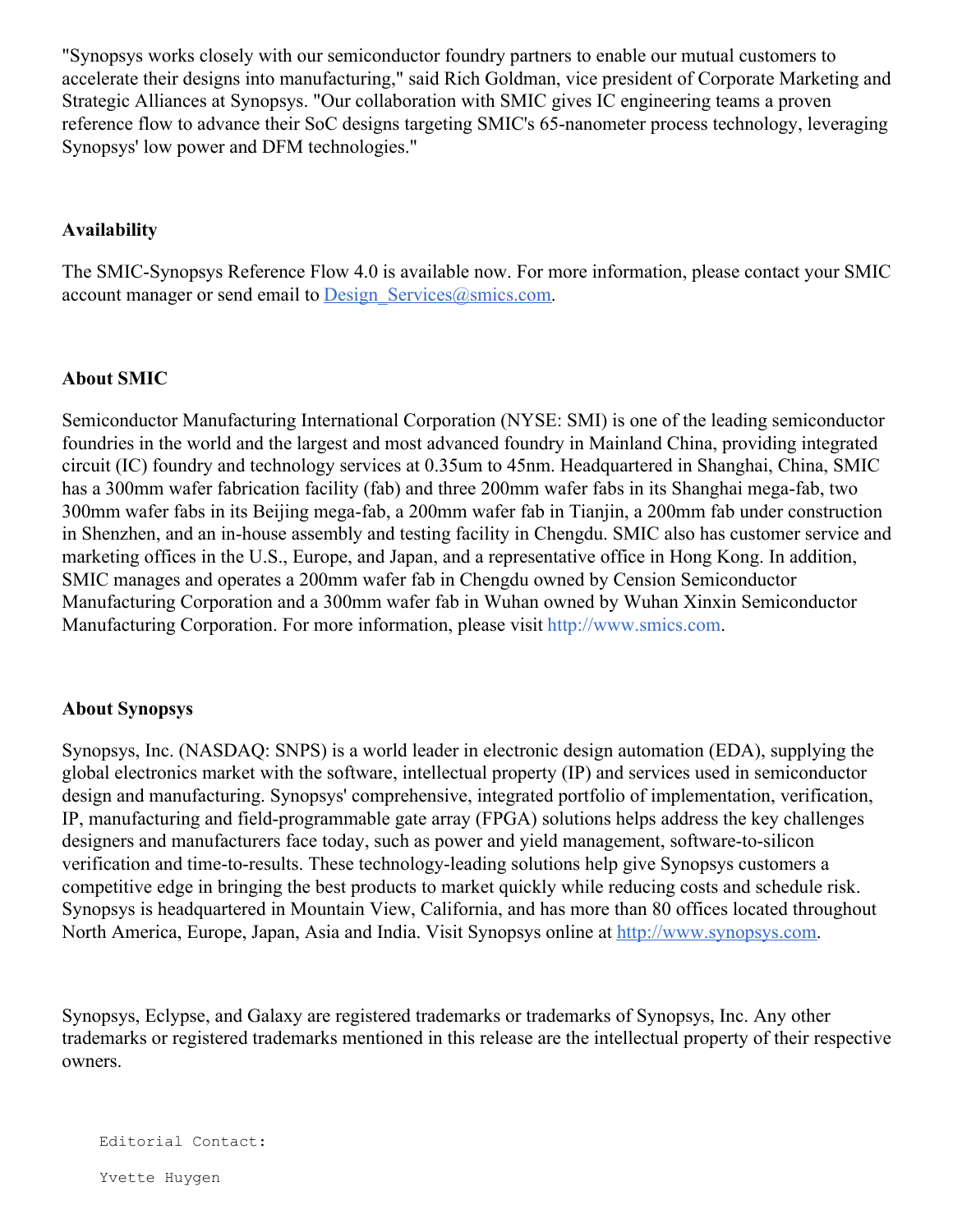"Synopsys works closely with our semiconductor foundry partners to enable our mutual customers to accelerate their designs into manufacturing," said Rich Goldman, vice president of Corporate Marketing and Strategic Alliances at Synopsys. "Our collaboration with SMIC gives IC engineering teams a proven reference flow to advance their SoC designs targeting SMIC's 65-nanometer process technology, leveraging Synopsys' low power and DFM technologies."

**Availability**

The SMIC-Synopsys Reference Flow 4.0 is available now. For more information, please contact your SMIC account manager or send email to Design_Services@smics.com.

**About SMIC**

Semiconductor Manufacturing International Corporation (NYSE: SMI) is one of the leading semiconductor foundries in the world and the largest and most advanced foundry in Mainland China, providing integrated circuit (IC) foundry and technology services at 0.35um to 45nm. Headquartered in Shanghai, China, SMIC has a 300mm wafer fabrication facility (fab) and three 200mm wafer fabs in its Shanghai mega-fab, two 300mm wafer fabs in its Beijing mega-fab, a 200mm wafer fab in Tianjin, a 200mm fab under construction in Shenzhen, and an in-house assembly and testing facility in Chengdu. SMIC also has customer service and marketing offices in the U.S., Europe, and Japan, and a representative office in Hong Kong. In addition, SMIC manages and operates a 200mm wafer fab in Chengdu owned by Cension Semiconductor Manufacturing Corporation and a 300mm wafer fab in Wuhan owned by Wuhan Xinxin Semiconductor Manufacturing Corporation. For more information, please visit http://www.smics.com.

**About Synopsys**

Synopsys, Inc. (NASDAQ: SNPS) is a world leader in electronic design automation (EDA), supplying the global electronics market with the software, intellectual property (IP) and services used in semiconductor design and manufacturing. Synopsys' comprehensive, integrated portfolio of implementation, verification, IP, manufacturing and field-programmable gate array (FPGA) solutions helps address the key challenges designers and manufacturers face today, such as power and yield management, software-to-silicon verification and time-to-results. These technology-leading solutions help give Synopsys customers a competitive edge in bringing the best products to market quickly while reducing costs and schedule risk. Synopsys is headquartered in Mountain View, California, and has more than 80 offices located throughout North America, Europe, Japan, Asia and India. Visit Synopsys online at http://www.synopsys.com.

Synopsys, Eclypse, and Galaxy are registered trademarks or trademarks of Synopsys, Inc. Any other trademarks or registered trademarks mentioned in this release are the intellectual property of their respective owners.

```
Editorial Contact:

Yvette Huygen
```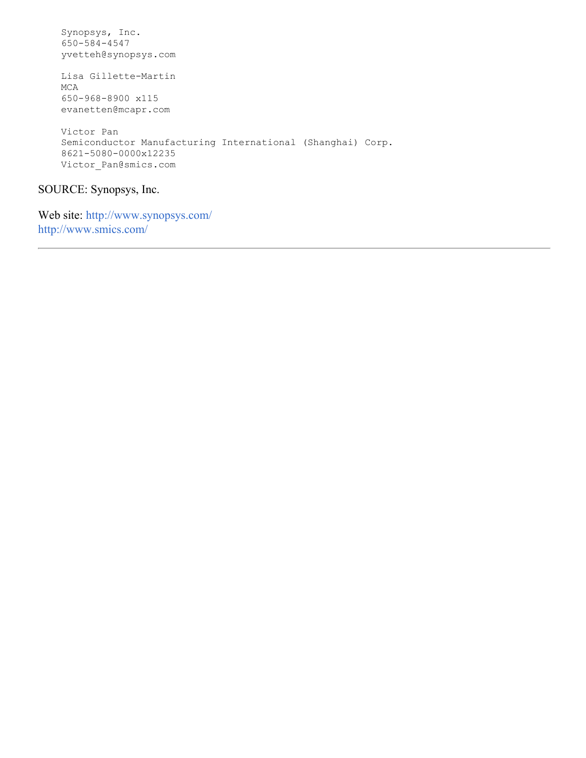```
Synopsys, Inc.
650-584-4547
yvetteh@synopsys.com

Lisa Gillette-Martin
MCA
650-968-8900 x115
evanetten@mcapr.com

Victor Pan
Semiconductor Manufacturing International (Shanghai) Corp.
8621-5080-0000x12235
Victor_Pan@smics.com
```

SOURCE: Synopsys, Inc.

Web site: http://www.synopsys.com/
http://www.smics.com/

---